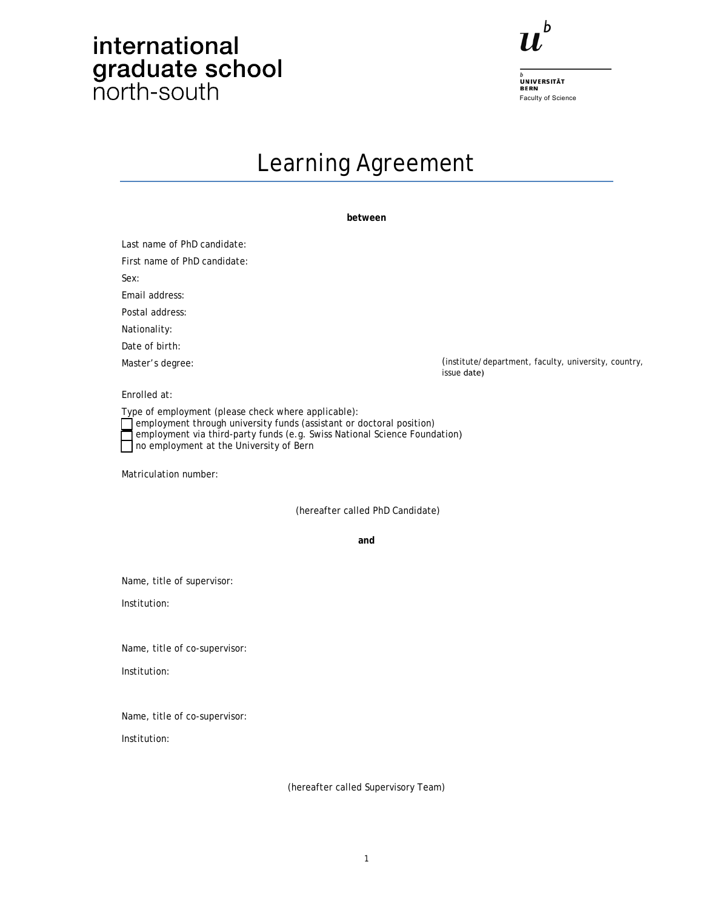international graduate school north-south

UNIVERSITÄT BERN
Faculty of Science

# Learning Agreement

**between**

Last name of PhD candidate:

First name of PhD candidate:

Sex:

Email address:

Postal address:

Nationality:

Date of birth:

Master's degree: (institute/department, faculty, university, country, issue date)

Enrolled at:

Type of employment (please check where applicable):

- [ ] employment through university funds (assistant or doctoral position)
- [ ] employment via third-party funds (e.g. Swiss National Science Foundation)
- [ ] no employment at the University of Bern

Matriculation number:

(hereafter called PhD Candidate)

**and**

Name, title of supervisor:

Institution:

Name, title of co-supervisor:

Institution:

Name, title of co-supervisor:

Institution:

(hereafter called Supervisory Team)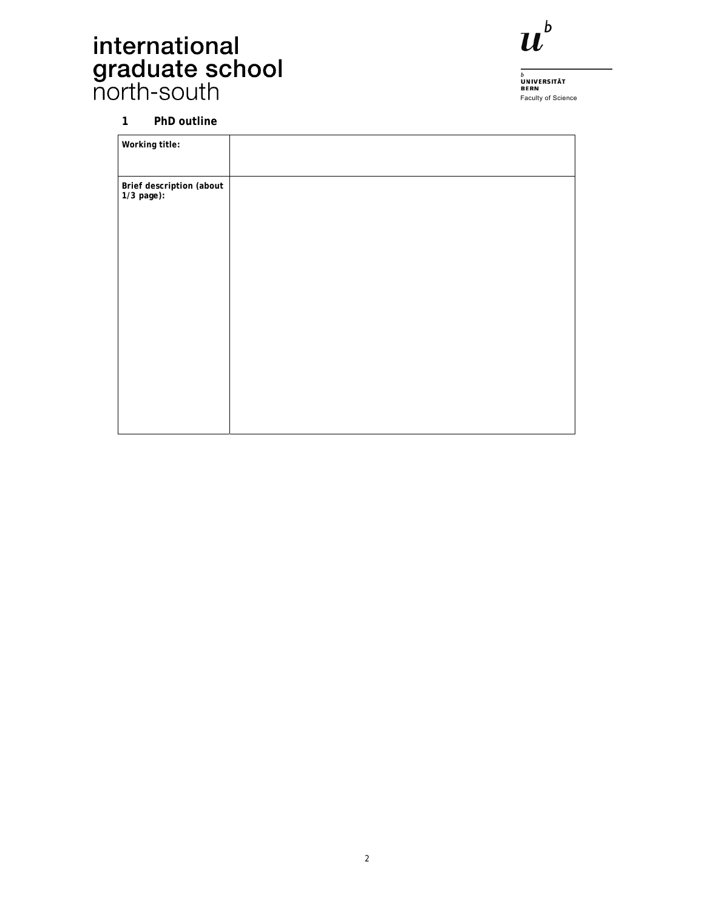## 1 PhD outline

| Working title: | |
|---|---|
| Brief description (about 1/3 page): | |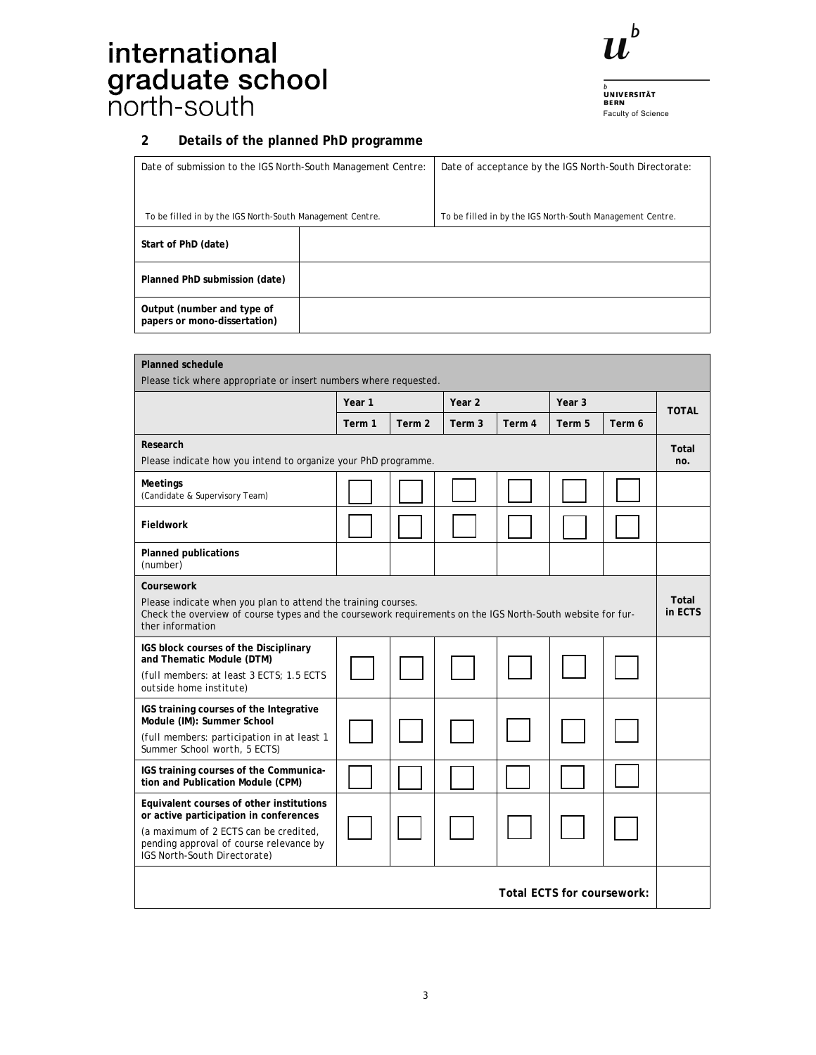international graduate school north-south

UNIVERSITÄT BERN
Faculty of Science

## 2 Details of the planned PhD programme

| Date of submission to the IGS North-South Management Centre: | Date of acceptance by the IGS North-South Directorate: |
|---|---|
| To be filled in by the IGS North-South Management Centre. | To be filled in by the IGS North-South Management Centre. |

| | |
|---|---|
| **Start of PhD (date)** | |
| **Planned PhD submission (date)** | |
| **Output (number and type of papers or mono-dissertation)** | |

| **Planned schedule**<br>Please tick where appropriate or insert numbers where requested. | | | | | | | |
|---|---|---|---|---|---|---|---|
| | **Year 1** | | **Year 2** | | **Year 3** | | **TOTAL** |
| | **Term 1** | **Term 2** | **Term 3** | **Term 4** | **Term 5** | **Term 6** | |
| **Research**<br>Please indicate how you intend to organize your PhD programme. | | | | | | | **Total no.** |
| **Meetings**<br>(Candidate & Supervisory Team) | ☐ | ☐ | ☐ | ☐ | ☐ | ☐ | |
| **Fieldwork** | ☐ | ☐ | ☐ | ☐ | ☐ | ☐ | |
| **Planned publications**<br>(number) | | | | | | | |
| **Coursework**<br>Please indicate when you plan to attend the training courses.<br>Check the overview of course types and the coursework requirements on the IGS North-South website for further information | | | | | | | **Total in ECTS** |
| **IGS block courses of the Disciplinary and Thematic Module (DTM)**<br>(full members: at least 3 ECTS; 1.5 ECTS outside home institute) | ☐ | ☐ | ☐ | ☐ | ☐ | ☐ | |
| **IGS training courses of the Integrative Module (IM): Summer School**<br>(full members: participation in at least 1 Summer School worth, 5 ECTS) | ☐ | ☐ | ☐ | ☐ | ☐ | ☐ | |
| **IGS training courses of the Communication and Publication Module (CPM)** | ☐ | ☐ | ☐ | ☐ | ☐ | ☐ | |
| **Equivalent courses of other institutions or active participation in conferences**<br>(a maximum of 2 ECTS can be credited, pending approval of course relevance by IGS North-South Directorate) | ☐ | ☐ | ☐ | ☐ | ☐ | ☐ | |
| **Total ECTS for coursework:** | | | | | | | |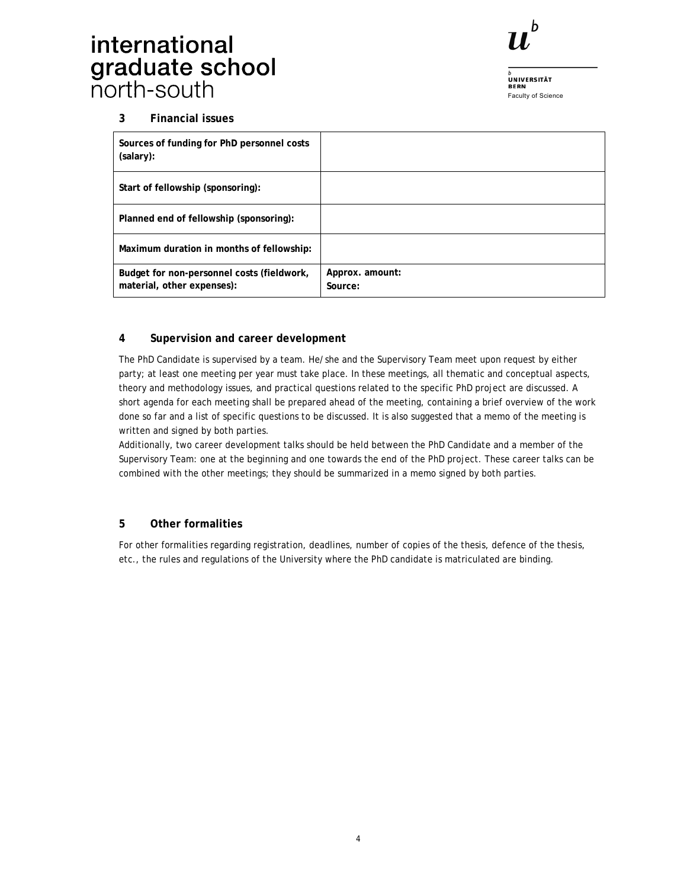## 3 Financial issues

| Sources of funding for PhD personnel costs (salary): | |
|---|---|
| Start of fellowship (sponsoring): | |
| Planned end of fellowship (sponsoring): | |
| Maximum duration in months of fellowship: | |
| Budget for non-personnel costs (fieldwork, material, other expenses): | Approx. amount:<br>Source: |

## 4 Supervision and career development

The PhD Candidate is supervised by a team. He/she and the Supervisory Team meet upon request by either party; at least one meeting per year must take place. In these meetings, all thematic and conceptual aspects, theory and methodology issues, and practical questions related to the specific PhD project are discussed. A short agenda for each meeting shall be prepared ahead of the meeting, containing a brief overview of the work done so far and a list of specific questions to be discussed. It is also suggested that a memo of the meeting is written and signed by both parties.

Additionally, two career development talks should be held between the PhD Candidate and a member of the Supervisory Team: one at the beginning and one towards the end of the PhD project. These career talks can be combined with the other meetings; they should be summarized in a memo signed by both parties.

## 5 Other formalities

For other formalities regarding registration, deadlines, number of copies of the thesis, defence of the thesis, etc., the rules and regulations of the University where the PhD candidate is matriculated are binding.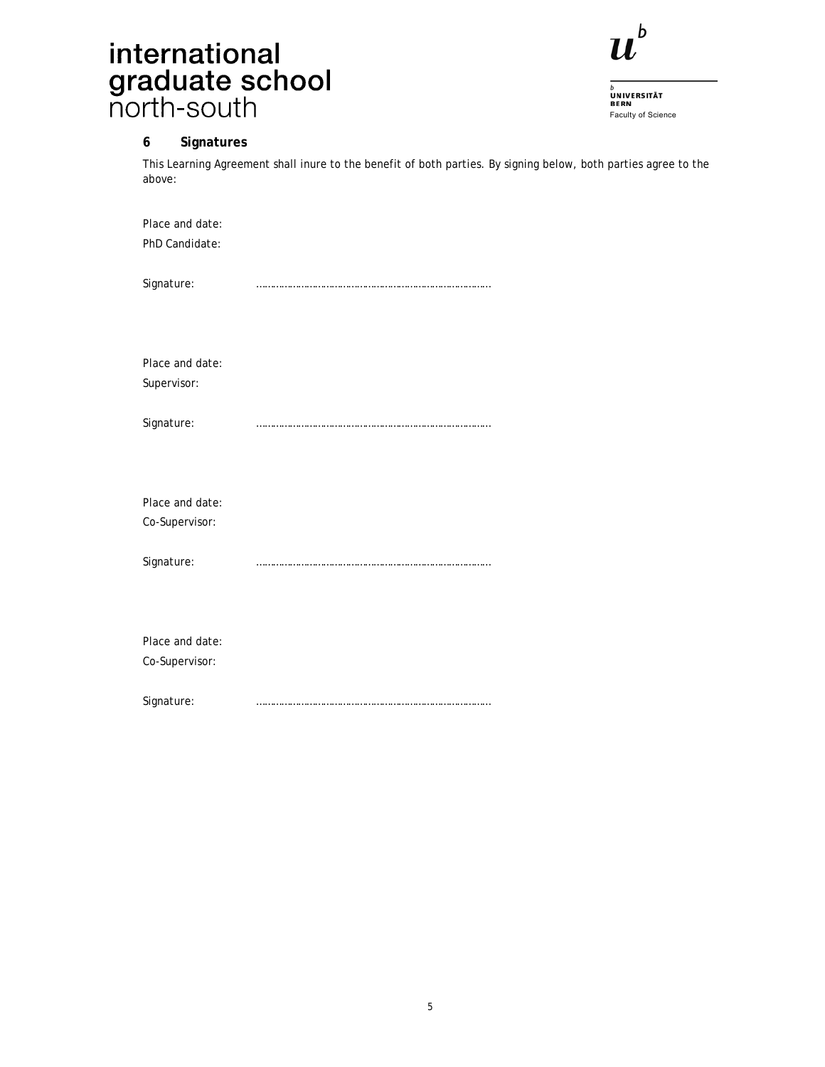## 6 Signatures

This Learning Agreement shall inure to the benefit of both parties. By signing below, both parties agree to the above:

Place and date:

PhD Candidate:

Signature: ………………………………………………………………………….

Place and date:

Supervisor:

Signature: ………………………………………………………………………….

Place and date:

Co-Supervisor:

Signature: ………………………………………………………………………….

Place and date:

Co-Supervisor:

Signature: ………………………………………………………………………….